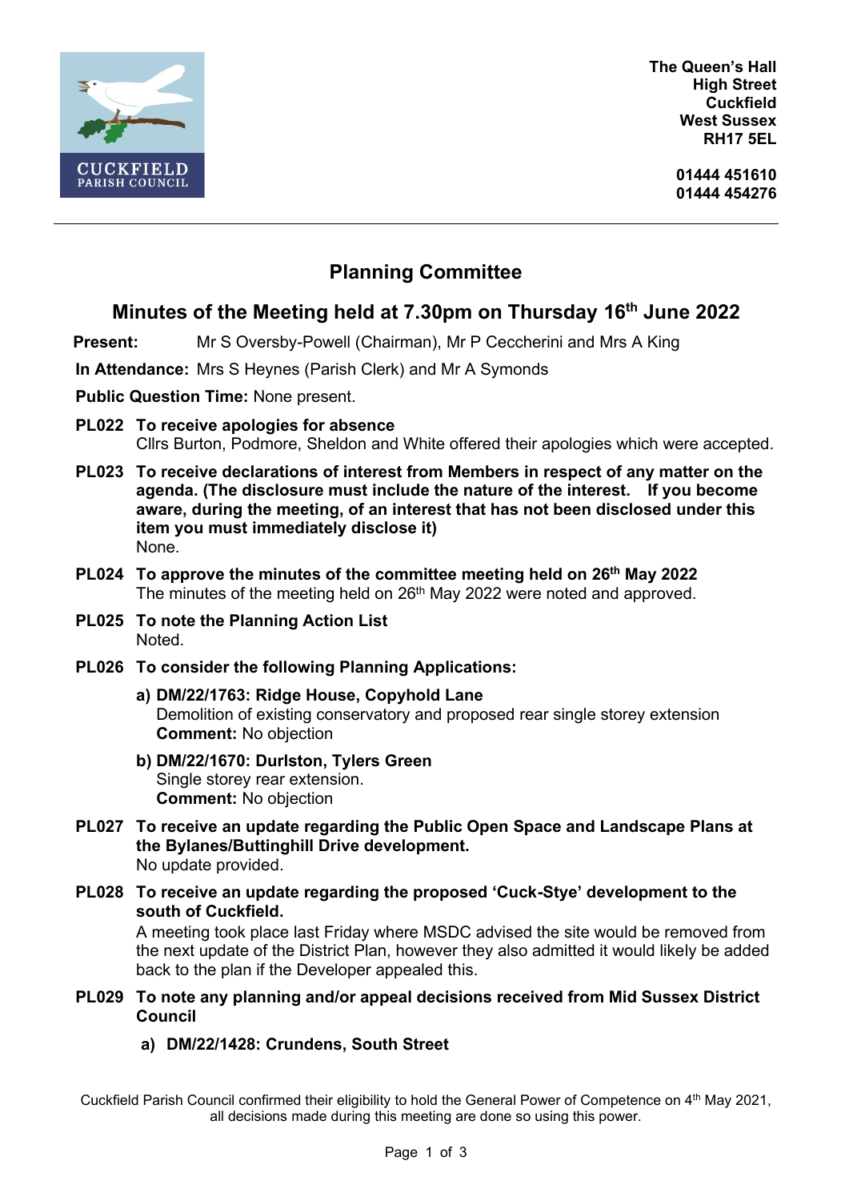CUCKFIELD
PARISH COUNCIL

**The Queen's Hall**
**High Street**
**Cuckfield**
**West Sussex**
**RH17 5EL**

**01444 451610**
**01444 454276**

---

# Planning Committee

## Minutes of the Meeting held at 7.30pm on Thursday 16th June 2022

**Present:** Mr S Oversby-Powell (Chairman), Mr P Ceccherini and Mrs A King

**In Attendance:** Mrs S Heynes (Parish Clerk) and Mr A Symonds

**Public Question Time:** None present.

**PL022 To receive apologies for absence**
Cllrs Burton, Podmore, Sheldon and White offered their apologies which were accepted.

**PL023 To receive declarations of interest from Members in respect of any matter on the agenda. (The disclosure must include the nature of the interest. If you become aware, during the meeting, of an interest that has not been disclosed under this item you must immediately disclose it)**
None.

**PL024 To approve the minutes of the committee meeting held on 26th May 2022**
The minutes of the meeting held on 26th May 2022 were noted and approved.

**PL025 To note the Planning Action List**
Noted.

**PL026 To consider the following Planning Applications:**

**a) DM/22/1763: Ridge House, Copyhold Lane**
Demolition of existing conservatory and proposed rear single storey extension
**Comment:** No objection

**b) DM/22/1670: Durlston, Tylers Green**
Single storey rear extension.
**Comment:** No objection

**PL027 To receive an update regarding the Public Open Space and Landscape Plans at the Bylanes/Buttinghill Drive development.**
No update provided.

**PL028 To receive an update regarding the proposed 'Cuck-Stye' development to the south of Cuckfield.**
A meeting took place last Friday where MSDC advised the site would be removed from the next update of the District Plan, however they also admitted it would likely be added back to the plan if the Developer appealed this.

**PL029 To note any planning and/or appeal decisions received from Mid Sussex District Council**

**a) DM/22/1428: Crundens, South Street**

Cuckfield Parish Council confirmed their eligibility to hold the General Power of Competence on 4th May 2021, all decisions made during this meeting are done so using this power.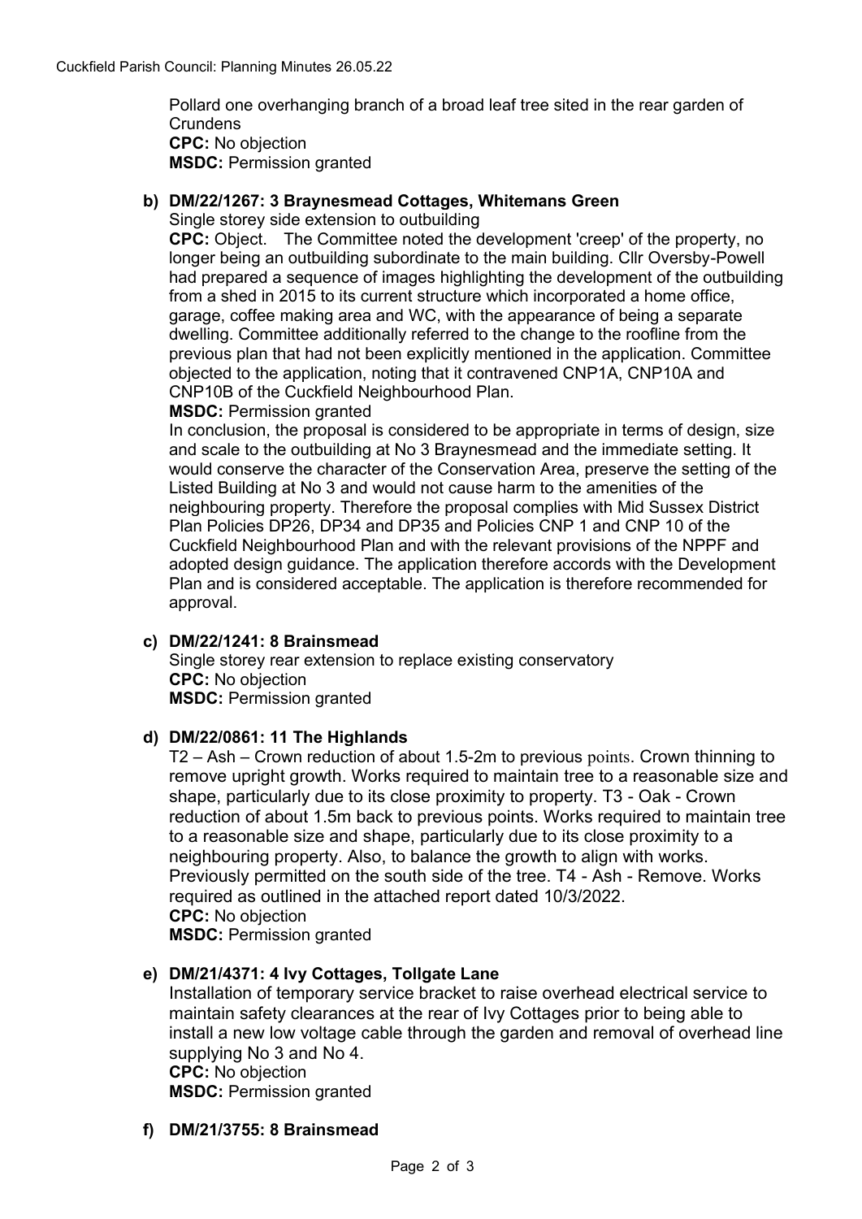Pollard one overhanging branch of a broad leaf tree sited in the rear garden of Crundens
**CPC:** No objection
**MSDC:** Permission granted

**b) DM/22/1267: 3 Braynesmead Cottages, Whitemans Green**

Single storey side extension to outbuilding
**CPC:** Object. The Committee noted the development 'creep' of the property, no longer being an outbuilding subordinate to the main building. Cllr Oversby-Powell had prepared a sequence of images highlighting the development of the outbuilding from a shed in 2015 to its current structure which incorporated a home office, garage, coffee making area and WC, with the appearance of being a separate dwelling. Committee additionally referred to the change to the roofline from the previous plan that had not been explicitly mentioned in the application. Committee objected to the application, noting that it contravened CNP1A, CNP10A and CNP10B of the Cuckfield Neighbourhood Plan.
**MSDC:** Permission granted
In conclusion, the proposal is considered to be appropriate in terms of design, size and scale to the outbuilding at No 3 Braynesmead and the immediate setting. It would conserve the character of the Conservation Area, preserve the setting of the Listed Building at No 3 and would not cause harm to the amenities of the neighbouring property. Therefore the proposal complies with Mid Sussex District Plan Policies DP26, DP34 and DP35 and Policies CNP 1 and CNP 10 of the Cuckfield Neighbourhood Plan and with the relevant provisions of the NPPF and adopted design guidance. The application therefore accords with the Development Plan and is considered acceptable. The application is therefore recommended for approval.

**c) DM/22/1241: 8 Brainsmead**

Single storey rear extension to replace existing conservatory
**CPC:** No objection
**MSDC:** Permission granted

**d) DM/22/0861: 11 The Highlands**

T2 – Ash – Crown reduction of about 1.5-2m to previous points. Crown thinning to remove upright growth. Works required to maintain tree to a reasonable size and shape, particularly due to its close proximity to property. T3 - Oak - Crown reduction of about 1.5m back to previous points. Works required to maintain tree to a reasonable size and shape, particularly due to its close proximity to a neighbouring property. Also, to balance the growth to align with works. Previously permitted on the south side of the tree. T4 - Ash - Remove. Works required as outlined in the attached report dated 10/3/2022.
**CPC:** No objection
**MSDC:** Permission granted

**e) DM/21/4371: 4 Ivy Cottages, Tollgate Lane**

Installation of temporary service bracket to raise overhead electrical service to maintain safety clearances at the rear of Ivy Cottages prior to being able to install a new low voltage cable through the garden and removal of overhead line supplying No 3 and No 4.
**CPC:** No objection
**MSDC:** Permission granted

**f) DM/21/3755: 8 Brainsmead**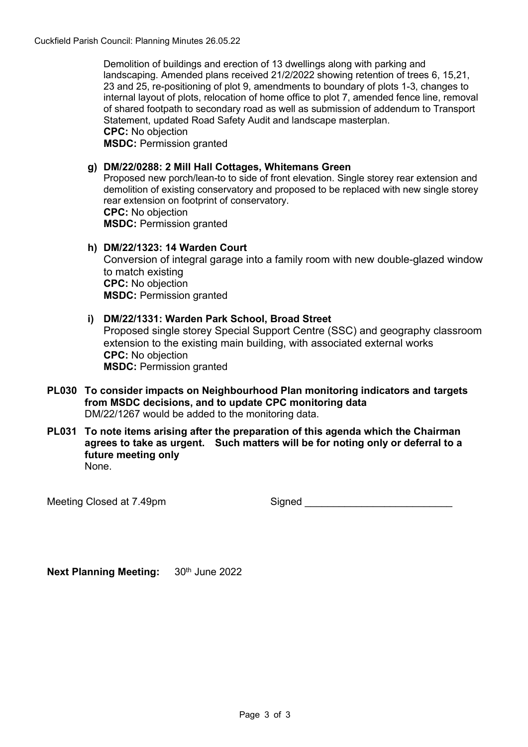Demolition of buildings and erection of 13 dwellings along with parking and landscaping. Amended plans received 21/2/2022 showing retention of trees 6, 15,21, 23 and 25, re-positioning of plot 9, amendments to boundary of plots 1-3, changes to internal layout of plots, relocation of home office to plot 7, amended fence line, removal of shared footpath to secondary road as well as submission of addendum to Transport Statement, updated Road Safety Audit and landscape masterplan.
**CPC:** No objection
**MSDC:** Permission granted

**g) DM/22/0288: 2 Mill Hall Cottages, Whitemans Green**
Proposed new porch/lean-to to side of front elevation. Single storey rear extension and demolition of existing conservatory and proposed to be replaced with new single storey rear extension on footprint of conservatory.
**CPC:** No objection
**MSDC:** Permission granted

**h) DM/22/1323: 14 Warden Court**
Conversion of integral garage into a family room with new double-glazed window to match existing
**CPC:** No objection
**MSDC:** Permission granted

**i) DM/22/1331: Warden Park School, Broad Street**
Proposed single storey Special Support Centre (SSC) and geography classroom extension to the existing main building, with associated external works
**CPC:** No objection
**MSDC:** Permission granted

**PL030 To consider impacts on Neighbourhood Plan monitoring indicators and targets from MSDC decisions, and to update CPC monitoring data**
DM/22/1267 would be added to the monitoring data.

**PL031 To note items arising after the preparation of this agenda which the Chairman agrees to take as urgent. Such matters will be for noting only or deferral to a future meeting only**
None.

Meeting Closed at 7.49pm                    Signed __________________________

**Next Planning Meeting:** 30th June 2022